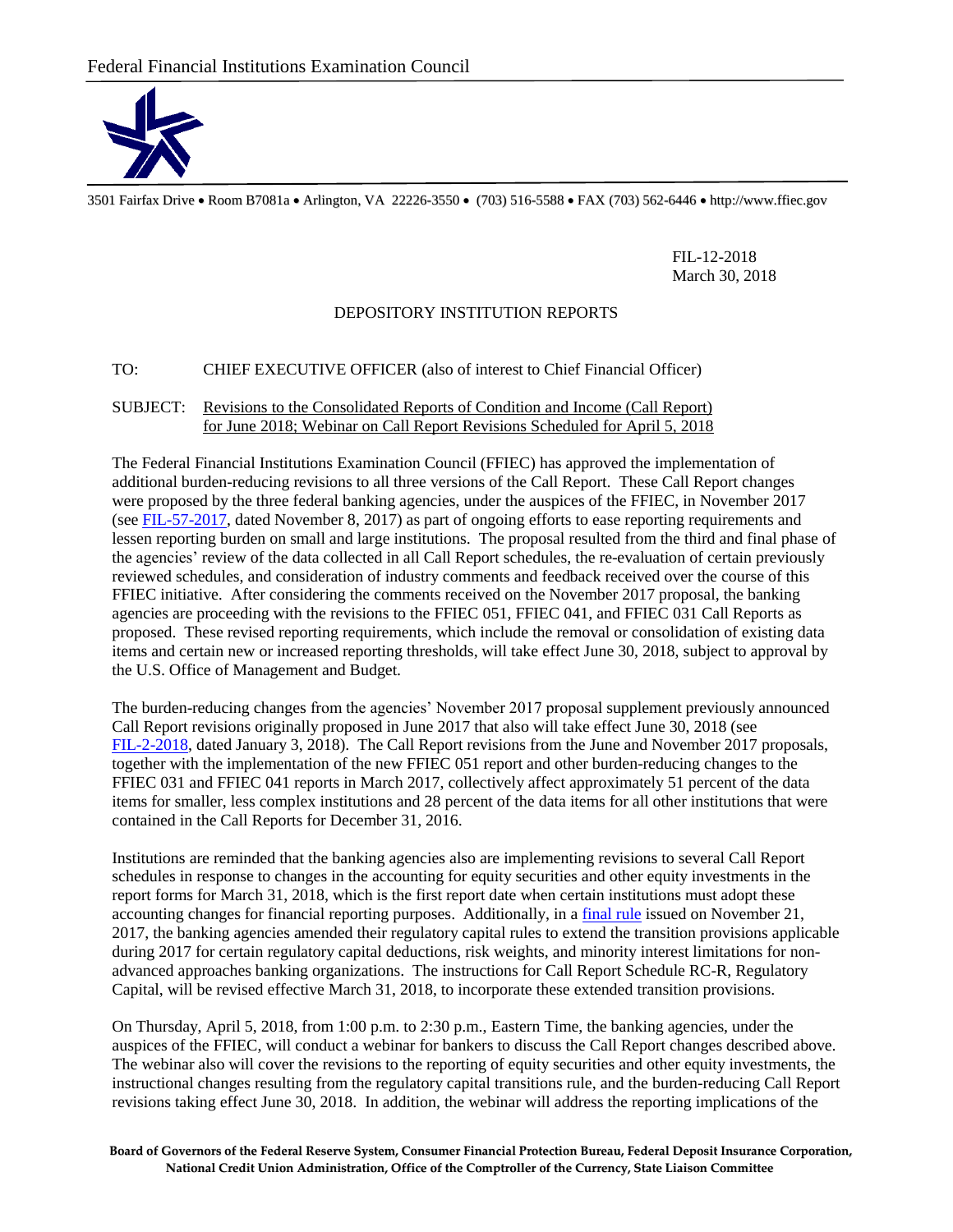Federal Financial Institutions Examination Council

3501 Fairfax Drive • Room B7081a • Arlington, VA 22226-3550 • (703) 516-5588 • FAX (703) 562-6446 • http://www.ffiec.gov

FIL-12-2018
March 30, 2018

DEPOSITORY INSTITUTION REPORTS

TO: CHIEF EXECUTIVE OFFICER (also of interest to Chief Financial Officer)

SUBJECT: Revisions to the Consolidated Reports of Condition and Income (Call Report) for June 2018; Webinar on Call Report Revisions Scheduled for April 5, 2018

The Federal Financial Institutions Examination Council (FFIEC) has approved the implementation of additional burden-reducing revisions to all three versions of the Call Report. These Call Report changes were proposed by the three federal banking agencies, under the auspices of the FFIEC, in November 2017 (see FIL-57-2017, dated November 8, 2017) as part of ongoing efforts to ease reporting requirements and lessen reporting burden on small and large institutions. The proposal resulted from the third and final phase of the agencies' review of the data collected in all Call Report schedules, the re-evaluation of certain previously reviewed schedules, and consideration of industry comments and feedback received over the course of this FFIEC initiative. After considering the comments received on the November 2017 proposal, the banking agencies are proceeding with the revisions to the FFIEC 051, FFIEC 041, and FFIEC 031 Call Reports as proposed. These revised reporting requirements, which include the removal or consolidation of existing data items and certain new or increased reporting thresholds, will take effect June 30, 2018, subject to approval by the U.S. Office of Management and Budget.

The burden-reducing changes from the agencies' November 2017 proposal supplement previously announced Call Report revisions originally proposed in June 2017 that also will take effect June 30, 2018 (see FIL-2-2018, dated January 3, 2018). The Call Report revisions from the June and November 2017 proposals, together with the implementation of the new FFIEC 051 report and other burden-reducing changes to the FFIEC 031 and FFIEC 041 reports in March 2017, collectively affect approximately 51 percent of the data items for smaller, less complex institutions and 28 percent of the data items for all other institutions that were contained in the Call Reports for December 31, 2016.

Institutions are reminded that the banking agencies also are implementing revisions to several Call Report schedules in response to changes in the accounting for equity securities and other equity investments in the report forms for March 31, 2018, which is the first report date when certain institutions must adopt these accounting changes for financial reporting purposes. Additionally, in a final rule issued on November 21, 2017, the banking agencies amended their regulatory capital rules to extend the transition provisions applicable during 2017 for certain regulatory capital deductions, risk weights, and minority interest limitations for non-advanced approaches banking organizations. The instructions for Call Report Schedule RC-R, Regulatory Capital, will be revised effective March 31, 2018, to incorporate these extended transition provisions.

On Thursday, April 5, 2018, from 1:00 p.m. to 2:30 p.m., Eastern Time, the banking agencies, under the auspices of the FFIEC, will conduct a webinar for bankers to discuss the Call Report changes described above. The webinar also will cover the revisions to the reporting of equity securities and other equity investments, the instructional changes resulting from the regulatory capital transitions rule, and the burden-reducing Call Report revisions taking effect June 30, 2018. In addition, the webinar will address the reporting implications of the

**Board of Governors of the Federal Reserve System, Consumer Financial Protection Bureau, Federal Deposit Insurance Corporation, National Credit Union Administration, Office of the Comptroller of the Currency, State Liaison Committee**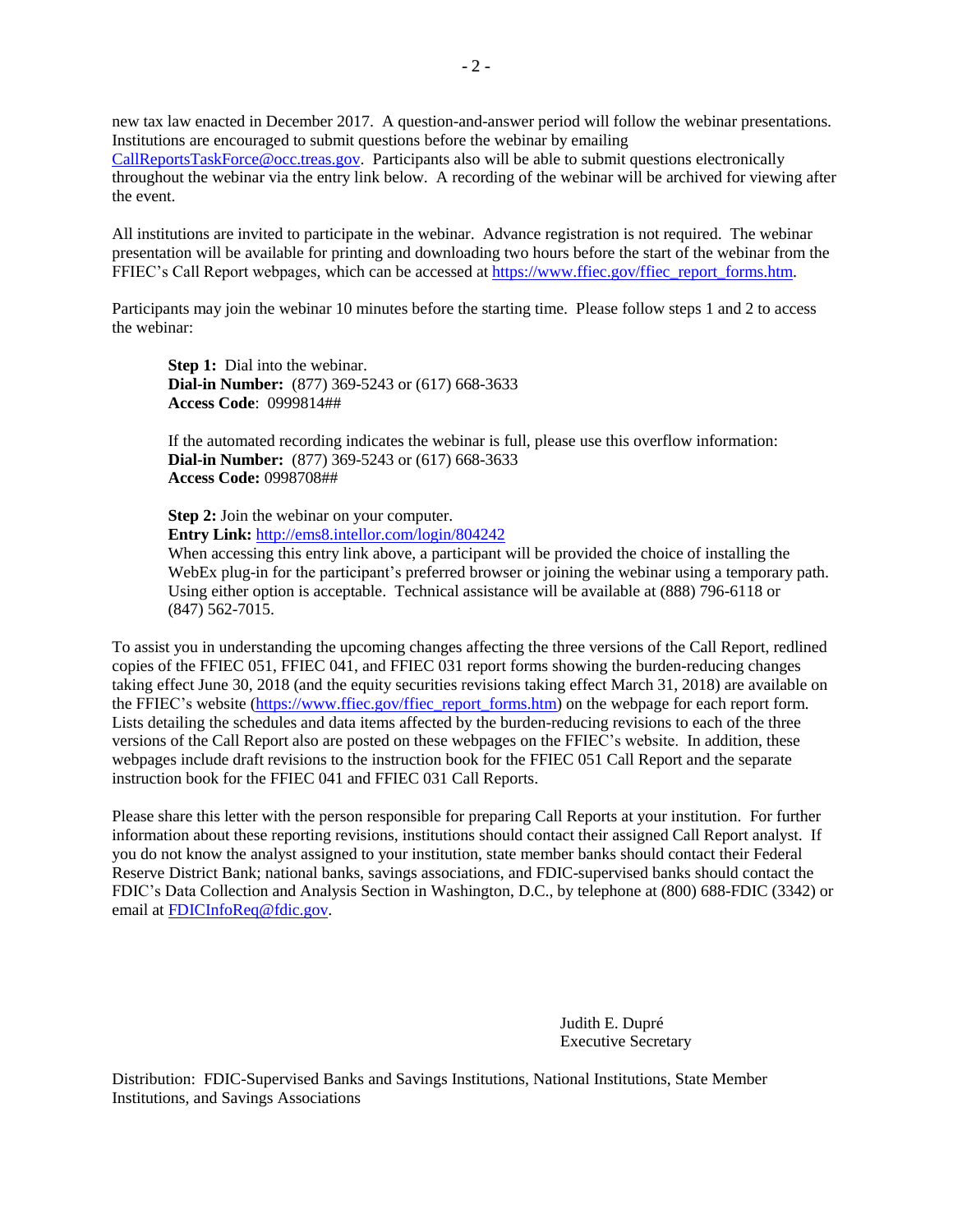new tax law enacted in December 2017. A question-and-answer period will follow the webinar presentations. Institutions are encouraged to submit questions before the webinar by emailing CallReportsTaskForce@occ.treas.gov. Participants also will be able to submit questions electronically throughout the webinar via the entry link below. A recording of the webinar will be archived for viewing after the event.

All institutions are invited to participate in the webinar. Advance registration is not required. The webinar presentation will be available for printing and downloading two hours before the start of the webinar from the FFIEC's Call Report webpages, which can be accessed at https://www.ffiec.gov/ffiec_report_forms.htm.

Participants may join the webinar 10 minutes before the starting time. Please follow steps 1 and 2 to access the webinar:

> **Step 1:** Dial into the webinar.
> **Dial-in Number:** (877) 369-5243 or (617) 668-3633
> **Access Code**: 0999814##
>
> If the automated recording indicates the webinar is full, please use this overflow information:
> **Dial-in Number:** (877) 369-5243 or (617) 668-3633
> **Access Code:** 0998708##
>
> **Step 2:** Join the webinar on your computer.
> **Entry Link:** http://ems8.intellor.com/login/804242
> When accessing this entry link above, a participant will be provided the choice of installing the WebEx plug-in for the participant's preferred browser or joining the webinar using a temporary path. Using either option is acceptable. Technical assistance will be available at (888) 796-6118 or (847) 562-7015.

To assist you in understanding the upcoming changes affecting the three versions of the Call Report, redlined copies of the FFIEC 051, FFIEC 041, and FFIEC 031 report forms showing the burden-reducing changes taking effect June 30, 2018 (and the equity securities revisions taking effect March 31, 2018) are available on the FFIEC's website (https://www.ffiec.gov/ffiec_report_forms.htm) on the webpage for each report form. Lists detailing the schedules and data items affected by the burden-reducing revisions to each of the three versions of the Call Report also are posted on these webpages on the FFIEC's website. In addition, these webpages include draft revisions to the instruction book for the FFIEC 051 Call Report and the separate instruction book for the FFIEC 041 and FFIEC 031 Call Reports.

Please share this letter with the person responsible for preparing Call Reports at your institution. For further information about these reporting revisions, institutions should contact their assigned Call Report analyst. If you do not know the analyst assigned to your institution, state member banks should contact their Federal Reserve District Bank; national banks, savings associations, and FDIC-supervised banks should contact the FDIC's Data Collection and Analysis Section in Washington, D.C., by telephone at (800) 688-FDIC (3342) or email at FDICInfoReq@fdic.gov.

Judith E. Dupré
Executive Secretary

Distribution: FDIC-Supervised Banks and Savings Institutions, National Institutions, State Member Institutions, and Savings Associations